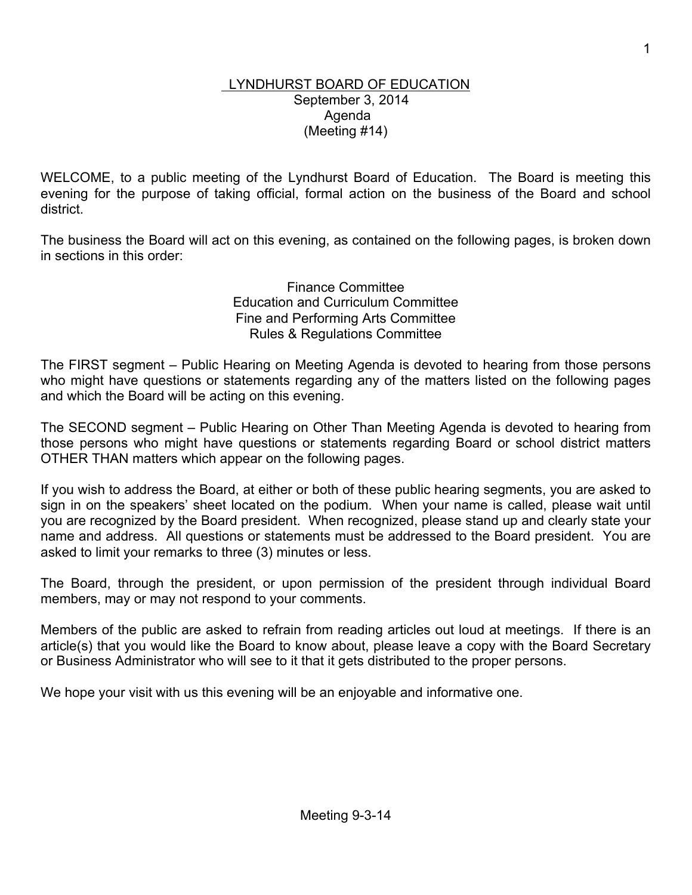# LYNDHURST BOARD OF EDUCATION

September 3, 2014
Agenda
(Meeting #14)

WELCOME, to a public meeting of the Lyndhurst Board of Education. The Board is meeting this evening for the purpose of taking official, formal action on the business of the Board and school district.

The business the Board will act on this evening, as contained on the following pages, is broken down in sections in this order:

Finance Committee
Education and Curriculum Committee
Fine and Performing Arts Committee
Rules & Regulations Committee

The FIRST segment – Public Hearing on Meeting Agenda is devoted to hearing from those persons who might have questions or statements regarding any of the matters listed on the following pages and which the Board will be acting on this evening.

The SECOND segment – Public Hearing on Other Than Meeting Agenda is devoted to hearing from those persons who might have questions or statements regarding Board or school district matters OTHER THAN matters which appear on the following pages.

If you wish to address the Board, at either or both of these public hearing segments, you are asked to sign in on the speakers' sheet located on the podium. When your name is called, please wait until you are recognized by the Board president. When recognized, please stand up and clearly state your name and address. All questions or statements must be addressed to the Board president. You are asked to limit your remarks to three (3) minutes or less.

The Board, through the president, or upon permission of the president through individual Board members, may or may not respond to your comments.

Members of the public are asked to refrain from reading articles out loud at meetings. If there is an article(s) that you would like the Board to know about, please leave a copy with the Board Secretary or Business Administrator who will see to it that it gets distributed to the proper persons.

We hope your visit with us this evening will be an enjoyable and informative one.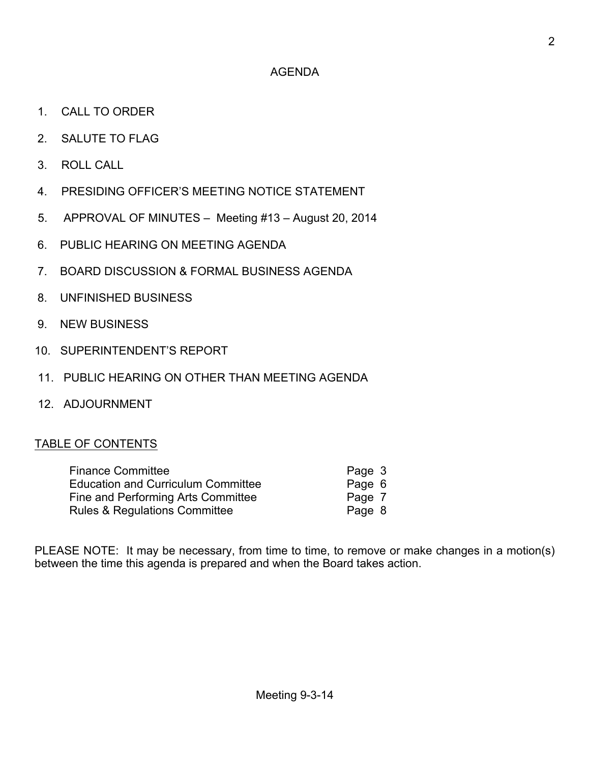# AGENDA

1. CALL TO ORDER
2. SALUTE TO FLAG
3. ROLL CALL
4. PRESIDING OFFICER'S MEETING NOTICE STATEMENT
5. APPROVAL OF MINUTES – Meeting #13 – August 20, 2014
6. PUBLIC HEARING ON MEETING AGENDA
7. BOARD DISCUSSION & FORMAL BUSINESS AGENDA
8. UNFINISHED BUSINESS
9. NEW BUSINESS
10. SUPERINTENDENT'S REPORT
11. PUBLIC HEARING ON OTHER THAN MEETING AGENDA
12. ADJOURNMENT

## TABLE OF CONTENTS

| | |
|---|---|
| Finance Committee | Page 3 |
| Education and Curriculum Committee | Page 6 |
| Fine and Performing Arts Committee | Page 7 |
| Rules & Regulations Committee | Page 8 |

PLEASE NOTE: It may be necessary, from time to time, to remove or make changes in a motion(s) between the time this agenda is prepared and when the Board takes action.

Meeting 9-3-14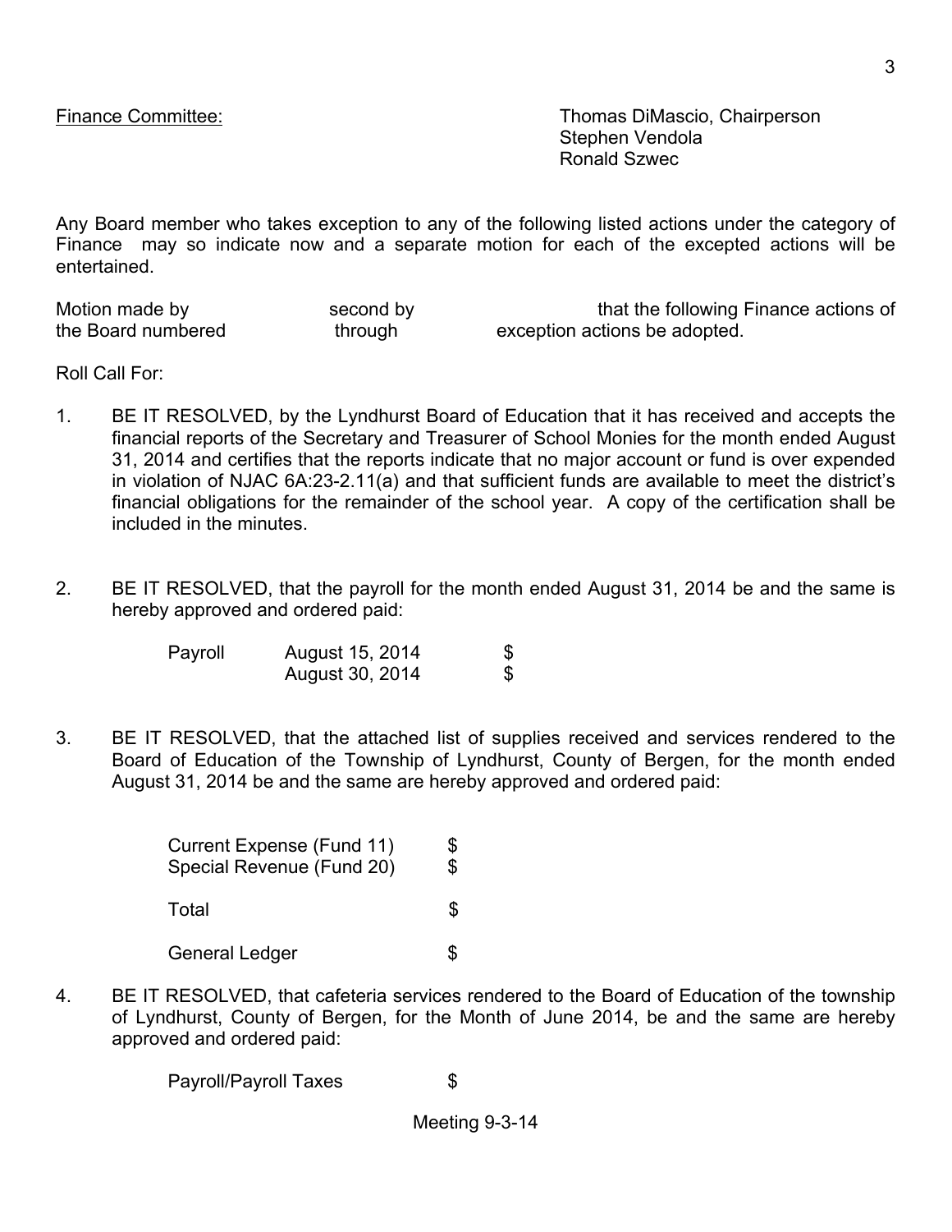Finance Committee: Thomas DiMascio, Chairperson
Stephen Vendola
Ronald Szwec

Any Board member who takes exception to any of the following listed actions under the category of Finance may so indicate now and a separate motion for each of the excepted actions will be entertained.

Motion made by second by that the following Finance actions of the Board numbered through exception actions be adopted.

Roll Call For:

1. BE IT RESOLVED, by the Lyndhurst Board of Education that it has received and accepts the financial reports of the Secretary and Treasurer of School Monies for the month ended August 31, 2014 and certifies that the reports indicate that no major account or fund is over expended in violation of NJAC 6A:23-2.11(a) and that sufficient funds are available to meet the district's financial obligations for the remainder of the school year. A copy of the certification shall be included in the minutes.

2. BE IT RESOLVED, that the payroll for the month ended August 31, 2014 be and the same is hereby approved and ordered paid:

   | | | |
   |---|---|---|
   | Payroll | August 15, 2014 | $ |
   | | August 30, 2014 | $ |

3. BE IT RESOLVED, that the attached list of supplies received and services rendered to the Board of Education of the Township of Lyndhurst, County of Bergen, for the month ended August 31, 2014 be and the same are hereby approved and ordered paid:

   | | |
   |---|---|
   | Current Expense (Fund 11) | $ |
   | Special Revenue (Fund 20) | $ |
   | Total | $ |
   | General Ledger | $ |

4. BE IT RESOLVED, that cafeteria services rendered to the Board of Education of the township of Lyndhurst, County of Bergen, for the Month of June 2014, be and the same are hereby approved and ordered paid:

   Payroll/Payroll Taxes $

Meeting 9-3-14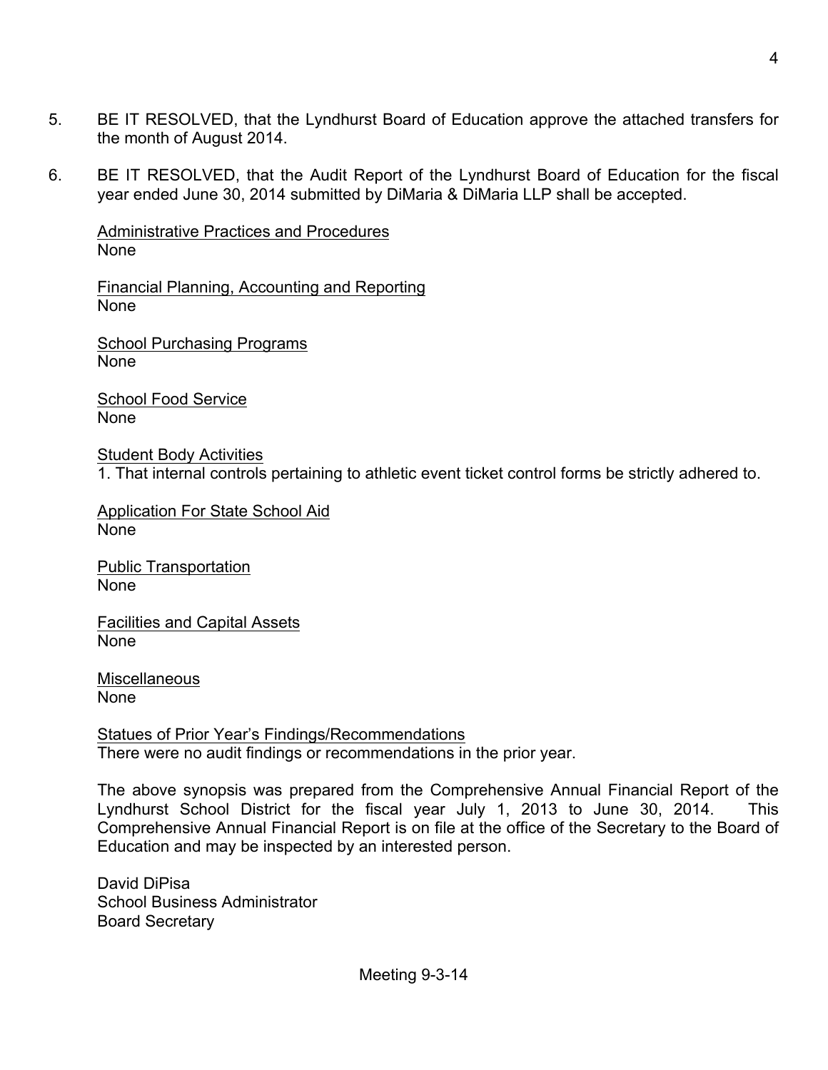5. BE IT RESOLVED, that the Lyndhurst Board of Education approve the attached transfers for the month of August 2014.

6. BE IT RESOLVED, that the Audit Report of the Lyndhurst Board of Education for the fiscal year ended June 30, 2014 submitted by DiMaria & DiMaria LLP shall be accepted.

Administrative Practices and Procedures
None

Financial Planning, Accounting and Reporting
None

School Purchasing Programs
None

School Food Service
None

Student Body Activities
1. That internal controls pertaining to athletic event ticket control forms be strictly adhered to.

Application For State School Aid
None

Public Transportation
None

Facilities and Capital Assets
None

Miscellaneous
None

Statues of Prior Year's Findings/Recommendations
There were no audit findings or recommendations in the prior year.

The above synopsis was prepared from the Comprehensive Annual Financial Report of the Lyndhurst School District for the fiscal year July 1, 2013 to June 30, 2014. This Comprehensive Annual Financial Report is on file at the office of the Secretary to the Board of Education and may be inspected by an interested person.

David DiPisa
School Business Administrator
Board Secretary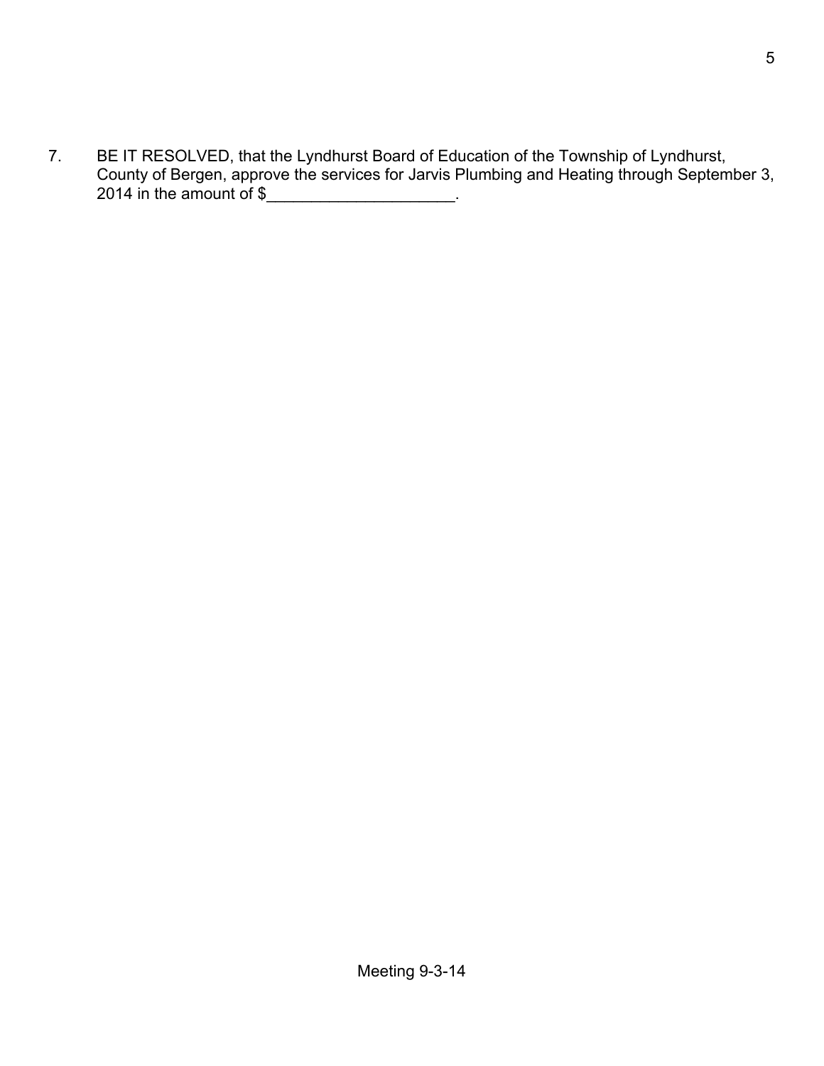7. BE IT RESOLVED, that the Lyndhurst Board of Education of the Township of Lyndhurst, County of Bergen, approve the services for Jarvis Plumbing and Heating through September 3, 2014 in the amount of $_____________________.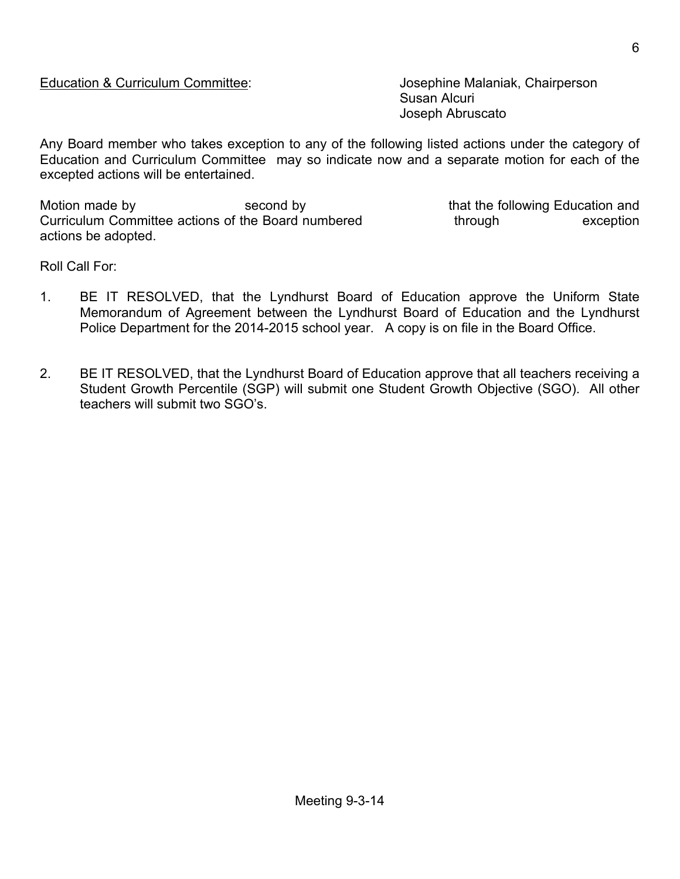<u>Education & Curriculum Committee</u>: Josephine Malaniak, Chairperson
Susan Alcuri
Joseph Abruscato

Any Board member who takes exception to any of the following listed actions under the category of Education and Curriculum Committee may so indicate now and a separate motion for each of the excepted actions will be entertained.

Motion made by second by that the following Education and Curriculum Committee actions of the Board numbered through exception actions be adopted.

Roll Call For:

1. BE IT RESOLVED, that the Lyndhurst Board of Education approve the Uniform State Memorandum of Agreement between the Lyndhurst Board of Education and the Lyndhurst Police Department for the 2014-2015 school year. A copy is on file in the Board Office.

2. BE IT RESOLVED, that the Lyndhurst Board of Education approve that all teachers receiving a Student Growth Percentile (SGP) will submit one Student Growth Objective (SGO). All other teachers will submit two SGO's.

Meeting 9-3-14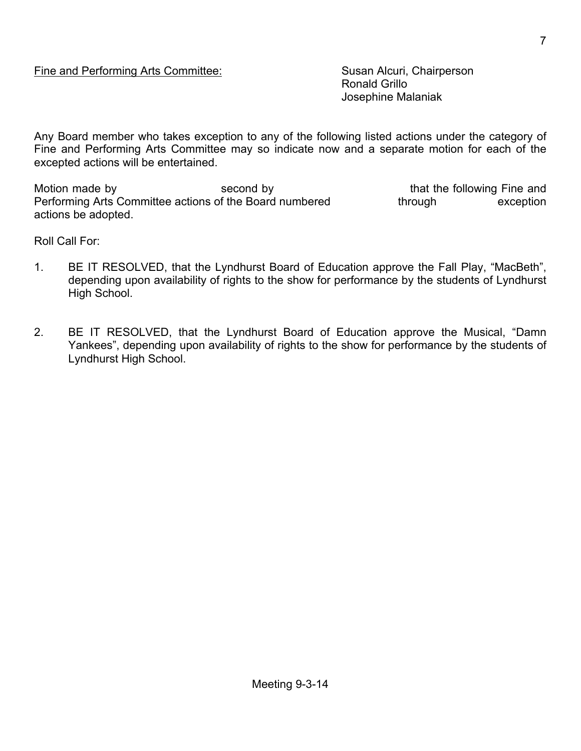Fine and Performing Arts Committee: Susan Alcuri, Chairperson
Ronald Grillo
Josephine Malaniak

Any Board member who takes exception to any of the following listed actions under the category of Fine and Performing Arts Committee may so indicate now and a separate motion for each of the excepted actions will be entertained.

Motion made by second by that the following Fine and Performing Arts Committee actions of the Board numbered through exception actions be adopted.

Roll Call For:

1. BE IT RESOLVED, that the Lyndhurst Board of Education approve the Fall Play, "MacBeth", depending upon availability of rights to the show for performance by the students of Lyndhurst High School.

2. BE IT RESOLVED, that the Lyndhurst Board of Education approve the Musical, "Damn Yankees", depending upon availability of rights to the show for performance by the students of Lyndhurst High School.

Meeting 9-3-14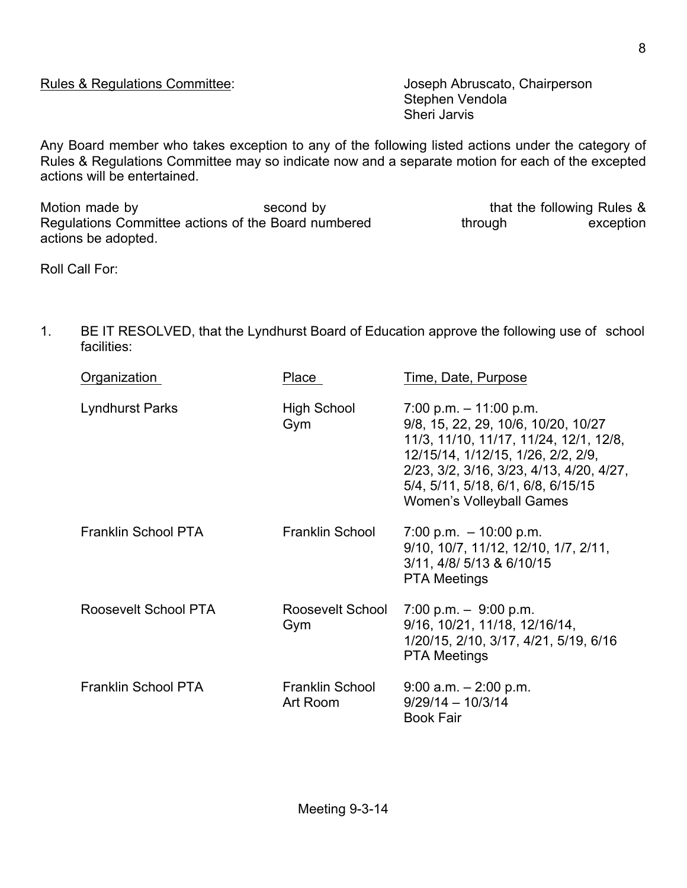Rules & Regulations Committee: Joseph Abruscato, Chairperson
Stephen Vendola
Sheri Jarvis

Any Board member who takes exception to any of the following listed actions under the category of Rules & Regulations Committee may so indicate now and a separate motion for each of the excepted actions will be entertained.

Motion made by second by that the following Rules & Regulations Committee actions of the Board numbered through exception actions be adopted.

Roll Call For:

1. BE IT RESOLVED, that the Lyndhurst Board of Education approve the following use of school facilities:

| Organization | Place | Time, Date, Purpose |
|---|---|---|
| Lyndhurst Parks | High School Gym | 7:00 p.m. – 11:00 p.m.<br>9/8, 15, 22, 29, 10/6, 10/20, 10/27 11/3, 11/10, 11/17, 11/24, 12/1, 12/8, 12/15/14, 1/12/15, 1/26, 2/2, 2/9, 2/23, 3/2, 3/16, 3/23, 4/13, 4/20, 4/27, 5/4, 5/11, 5/18, 6/1, 6/8, 6/15/15<br>Women's Volleyball Games |
| Franklin School PTA | Franklin School | 7:00 p.m. – 10:00 p.m.<br>9/10, 10/7, 11/12, 12/10, 1/7, 2/11, 3/11, 4/8/ 5/13 & 6/10/15<br>PTA Meetings |
| Roosevelt School PTA | Roosevelt School Gym | 7:00 p.m. – 9:00 p.m.<br>9/16, 10/21, 11/18, 12/16/14, 1/20/15, 2/10, 3/17, 4/21, 5/19, 6/16<br>PTA Meetings |
| Franklin School PTA | Franklin School Art Room | 9:00 a.m. – 2:00 p.m.<br>9/29/14 – 10/3/14<br>Book Fair |

Meeting 9-3-14